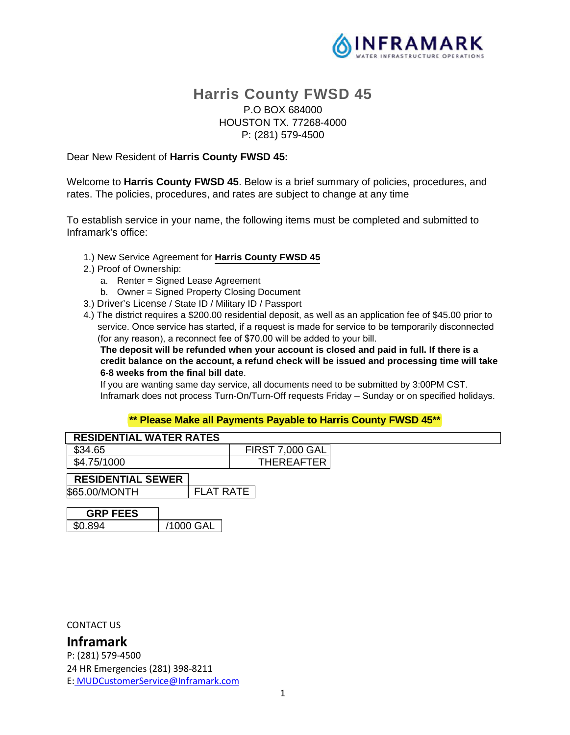INFRAMARK
WATER INFRASTRUCTURE OPERATIONS

# Harris County FWSD 45

P.O BOX 684000
HOUSTON TX. 77268-4000
P: (281) 579-4500

Dear New Resident of **Harris County FWSD 45:**

Welcome to **Harris County FWSD 45**. Below is a brief summary of policies, procedures, and rates. The policies, procedures, and rates are subject to change at any time

To establish service in your name, the following items must be completed and submitted to Inframark's office:

1.) New Service Agreement for **Harris County FWSD 45**
2.) Proof of Ownership:
   a. Renter = Signed Lease Agreement
   b. Owner = Signed Property Closing Document
3.) Driver's License / State ID / Military ID / Passport
4.) The district requires a $200.00 residential deposit, as well as an application fee of $45.00 prior to service. Once service has started, if a request is made for service to be temporarily disconnected (for any reason), a reconnect fee of $70.00 will be added to your bill.
   **The deposit will be refunded when your account is closed and paid in full. If there is a credit balance on the account, a refund check will be issued and processing time will take 6-8 weeks from the final bill date**.
   If you are wanting same day service, all documents need to be submitted by 3:00PM CST. Inframark does not process Turn-On/Turn-Off requests Friday – Sunday or on specified holidays.

**** Please Make all Payments Payable to Harris County FWSD 45****

| RESIDENTIAL WATER RATES | |
|---|---|
| $34.65 | FIRST 7,000 GAL |
| $4.75/1000 | THEREAFTER |

| RESIDENTIAL SEWER | |
|---|---|
| $65.00/MONTH | FLAT RATE |

| GRP FEES | |
|---|---|
| $0.894 | /1000 GAL |

CONTACT US

## Inframark

P: (281) 579-4500
24 HR Emergencies (281) 398-8211
E: MUDCustomerService@Inframark.com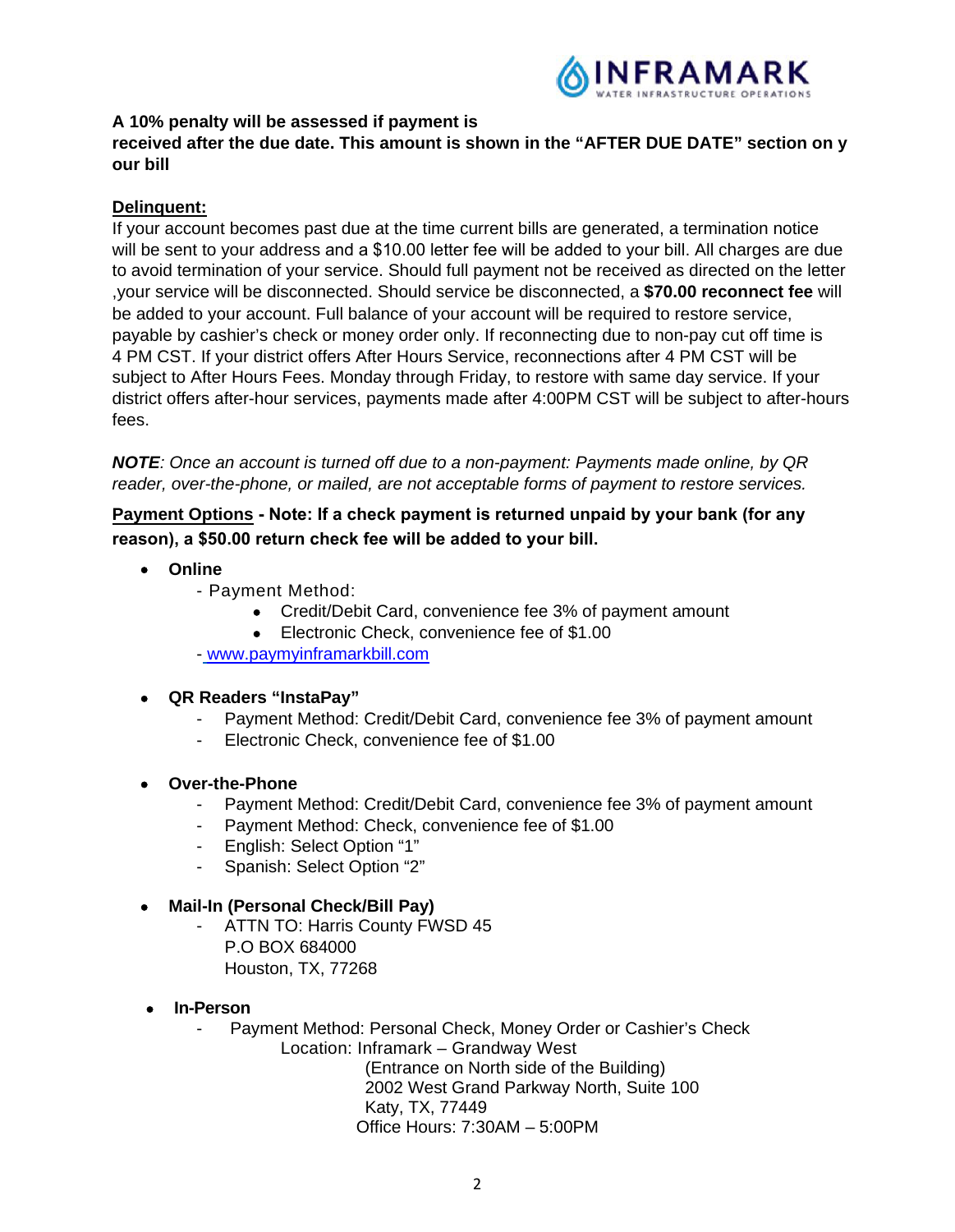**A 10% penalty will be assessed if payment is received after the due date. This amount is shown in the "AFTER DUE DATE" section on y our bill**

**Delinquent:**

If your account becomes past due at the time current bills are generated, a termination notice will be sent to your address and a $10.00 letter fee will be added to your bill. All charges are due to avoid termination of your service. Should full payment not be received as directed on the letter ,your service will be disconnected. Should service be disconnected, a **$70.00 reconnect fee** will be added to your account. Full balance of your account will be required to restore service, payable by cashier's check or money order only. If reconnecting due to non-pay cut off time is 4 PM CST. If your district offers After Hours Service, reconnections after 4 PM CST will be subject to After Hours Fees. Monday through Friday, to restore with same day service. If your district offers after-hour services, payments made after 4:00PM CST will be subject to after-hours fees.

***NOTE**: Once an account is turned off due to a non-payment: Payments made online, by QR reader, over-the-phone, or mailed, are not acceptable forms of payment to restore services.*

**Payment Options - Note: If a check payment is returned unpaid by your bank (for any reason), a $50.00 return check fee will be added to your bill.**

- **Online**
  - Payment Method:
    - Credit/Debit Card, convenience fee 3% of payment amount
    - Electronic Check, convenience fee of $1.00
  - www.paymyinframarkbill.com

- **QR Readers "InstaPay"**
  - Payment Method: Credit/Debit Card, convenience fee 3% of payment amount
  - Electronic Check, convenience fee of $1.00

- **Over-the-Phone**
  - Payment Method: Credit/Debit Card, convenience fee 3% of payment amount
  - Payment Method: Check, convenience fee of $1.00
  - English: Select Option "1"
  - Spanish: Select Option "2"

- **Mail-In (Personal Check/Bill Pay)**
  - ATTN TO: Harris County FWSD 45
    P.O BOX 684000
    Houston, TX, 77268

- **In-Person**
  - Payment Method: Personal Check, Money Order or Cashier's Check
    Location: Inframark – Grandway West
    (Entrance on North side of the Building)
    2002 West Grand Parkway North, Suite 100
    Katy, TX, 77449
    Office Hours: 7:30AM – 5:00PM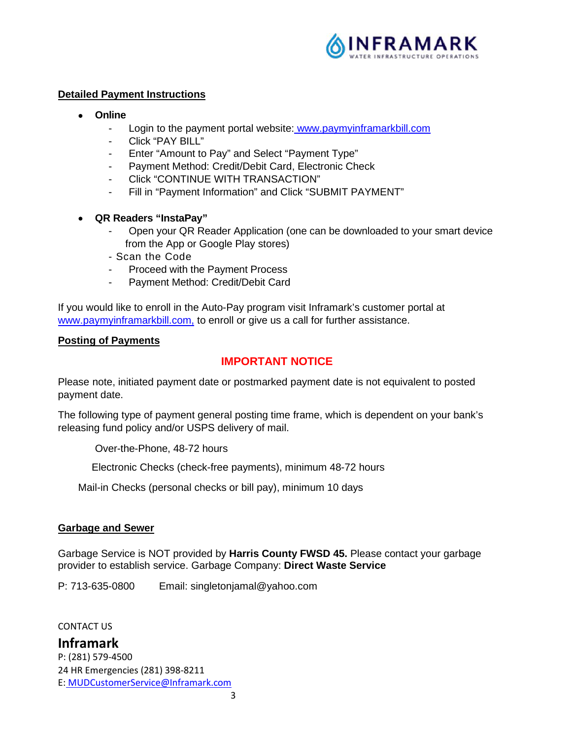INFRAMARK
WATER INFRASTRUCTURE OPERATIONS

## Detailed Payment Instructions

- **Online**
  - Login to the payment portal website: www.paymyinframarkbill.com
  - Click "PAY BILL"
  - Enter "Amount to Pay" and Select "Payment Type"
  - Payment Method: Credit/Debit Card, Electronic Check
  - Click "CONTINUE WITH TRANSACTION"
  - Fill in "Payment Information" and Click "SUBMIT PAYMENT"

- **QR Readers "InstaPay"**
  - Open your QR Reader Application (one can be downloaded to your smart device from the App or Google Play stores)
  - Scan the Code
  - Proceed with the Payment Process
  - Payment Method: Credit/Debit Card

If you would like to enroll in the Auto-Pay program visit Inframark's customer portal at www.paymyinframarkbill.com, to enroll or give us a call for further assistance.

## Posting of Payments

**IMPORTANT NOTICE**

Please note, initiated payment date or postmarked payment date is not equivalent to posted payment date.

The following type of payment general posting time frame, which is dependent on your bank's releasing fund policy and/or USPS delivery of mail.

Over-the-Phone, 48-72 hours

Electronic Checks (check-free payments), minimum 48-72 hours

Mail-in Checks (personal checks or bill pay), minimum 10 days

## Garbage and Sewer

Garbage Service is NOT provided by **Harris County FWSD 45.** Please contact your garbage provider to establish service. Garbage Company: **Direct Waste Service**

P: 713-635-0800 Email: singletonjamal@yahoo.com

CONTACT US

**Inframark**

P: (281) 579-4500
24 HR Emergencies (281) 398-8211
E: MUDCustomerService@Inframark.com